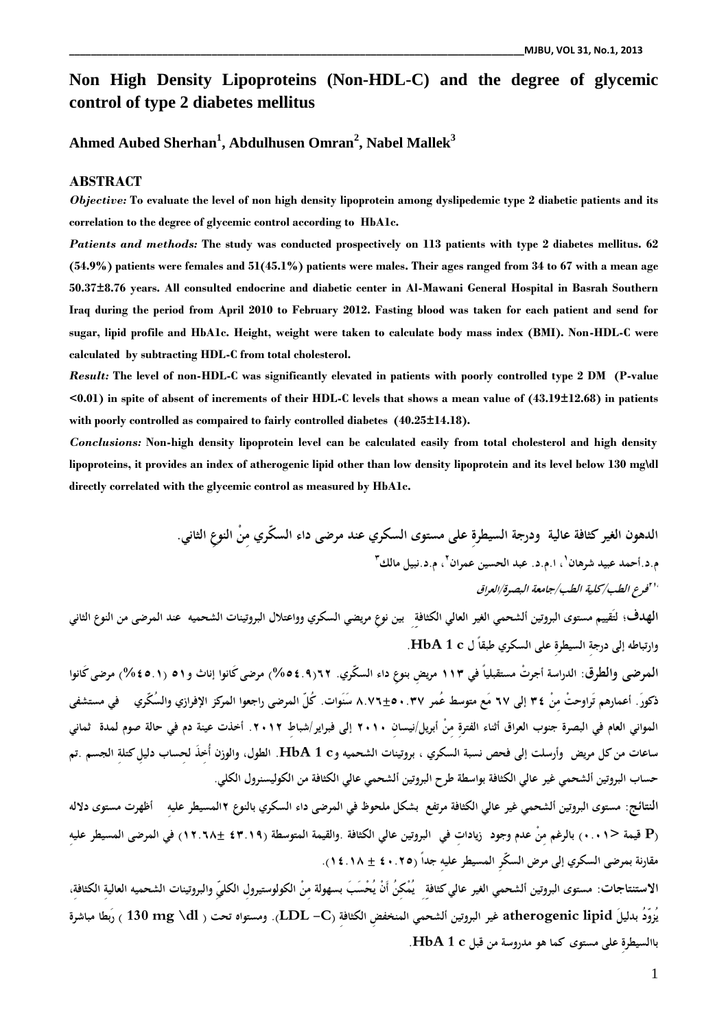# Non High Density Lipoproteins (Non-HDL-C) and the degree of glycemic control of type 2 diabetes mellitus

**Ahmed Aubed Sherhan[1], Abdulhusen Omran[2], Nabel Mallek[3]**

## ABSTRACT

***Objective:*** **To evaluate the level of non high density lipoprotein among dyslipedemic type 2 diabetic patients and its correlation to the degree of glycemic control according to HbA1c.**

***Patients and methods:*** **The study was conducted prospectively on 113 patients with type 2 diabetes mellitus. 62 (54.9%) patients were females and 51(45.1%) patients were males. Their ages ranged from 34 to 67 with a mean age 50.37±8.76 years. All consulted endocrine and diabetic center in Al-Mawani General Hospital in Basrah Southern Iraq during the period from April 2010 to February 2012. Fasting blood was taken for each patient and send for sugar, lipid profile and HbA1c. Height, weight were taken to calculate body mass index (BMI). Non-HDL-C were calculated by subtracting HDL-C from total cholesterol.**

***Result:*** **The level of non-HDL-C was significantly elevated in patients with poorly controlled type 2 DM (P-value <0.01) in spite of absent of increments of their HDL-C levels that shows a mean value of (43.19±12.68) in patients with poorly controlled as compaired to fairly controlled diabetes (40.25±14.18).**

***Conclusions:*** **Non-high density lipoprotein level can be calculated easily from total cholesterol and high density lipoproteins, it provides an index of atherogenic lipid other than low density lipoprotein and its level below 130 mg\dl directly correlated with the glycemic control as measured by HbA1c.**

## الدهون الغير كثافة عالية ودرجة السيطرةِ على مستوى السكري عند مرضى داء السكّري مِنْ النوعِ الثاني.

**م.د.أحمد عبيد شرهان[1]، ا.م.د. عبد الحسين عمران[2]، م.د.نبيل مالك[3]**

***[1،2،3]فرع الطب/كلية الطب/جامعة البصرة/العراق***

**الهدف:** لتَقييم مستوى البروتين ألشحمي الغير العالي الكثافة بين نوعِ مريضي السكري وواعتلال البروتينات الشحميه عند المرضى من النوع الثاني وارتباطه إلى درجةِ السيطرةِ على السكري طبقاً ل HbA 1 c.

**المرضى والطرق:** الدراسة أجرتْ مستقبلياً في ١١٣ مريض بنوعِ داء السكّري. ٦٢(٥٤.٩%) مرضى كَانوا إناث و٥١ (٤٥.١%) مرضى كَانوا ذكورَ. أعمارهم تَراوحتْ مِنْ ٣٤ إلى ٦٧ مَع متوسط عُمر ٥٠.٣٧±٨.٧٦ سَنَوات. كُلّ المرضى راجعوا المركز الإفرازي والسُكّري في مستشفى الموانى العام في البصرة جنوب العراق أثناء الفترةِ مِنْ أبريل/نيسان ٢٠١٠ إلى فبراير/شباط ٢٠١٢. أخذت عينة دم في حالة صوم لمدة ثماني ساعات من كل مريض وأرسلت إلى فحص نسبة السكري ، بروتينات الشحميه و HbA 1 c. الطول، والوزن أُخذَ لحساب دليلِ كتلة الجسم .تم حساب البروتين ألشحمي غير عالي الكثافة بواسطة طرح البروتين ألشحمي عالي الكثافة من الكوليسترول الكلي.

**النتائج:** مستوى البروتين ألشحمي غير عالي الكثافة مرتفع بشكل ملحوظ في المرضى داء السكري بالنوع ٢المسيطر عليه أظهرت مستوى دلاله (P قيمة <٠.٠١) بالرغم مِنْ عدم وجود زياداتِ في البروتين عالي الكثافة .والقيمة المتوسطة (٤٣.١٩ ±١٢.٦٨) في المرضى المسيطر عليه مقارنة بمرضى السكري إلى مرض السكّرِ المسيطر عليه جداً (٤٠.٢٥ ± ١٤.١٨).

**الاستنتاجات:** مستوى البروتين ألشحمي الغير عالي كثافة يُمْكِنُ أَنْ يُحْسَبَ بسهولة مِنْ الكولوستيرولِ الكليّ والبروتينات الشحميه العالية الكثافة، يُزوّدُ بدليلَ atherogenic lipid غير البروتين ألشحمي المنخفضِ الكثافة (LDL –C). ومستواه تحت ( 130 mg \dl ) رَبطا مباشرة باالسيطرةِ على مستوى كما هو مدروسة من قبل HbA 1 c.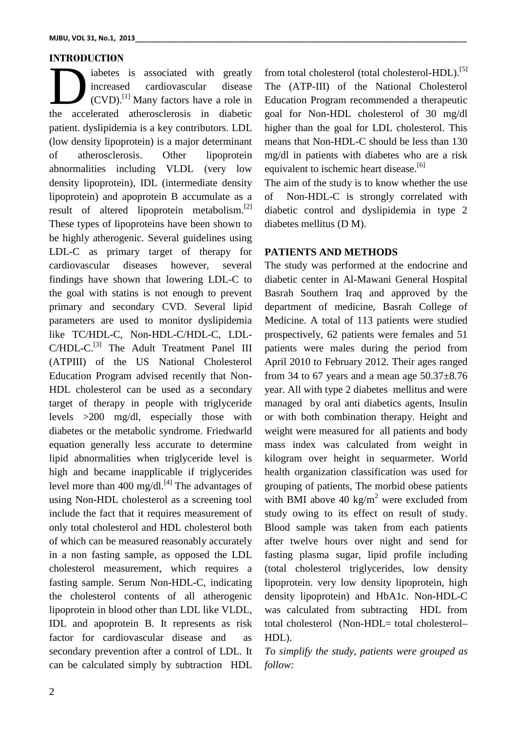## INTRODUCTION

Diabetes is associated with greatly increased cardiovascular disease (CVD).[1] Many factors have a role in the accelerated atherosclerosis in diabetic patient. dyslipidemia is a key contributors. LDL (low density lipoprotein) is a major determinant of atherosclerosis. Other lipoprotein abnormalities including VLDL (very low density lipoprotein), IDL (intermediate density lipoprotein) and apoprotein B accumulate as a result of altered lipoprotein metabolism.[2] These types of lipoproteins have been shown to be highly atherogenic. Several guidelines using LDL-C as primary target of therapy for cardiovascular diseases however, several findings have shown that lowering LDL-C to the goal with statins is not enough to prevent primary and secondary CVD. Several lipid parameters are used to monitor dyslipidemia like TC/HDL-C, Non-HDL-C/HDL-C, LDL-C/HDL-C.[3] The Adult Treatment Panel III (ATPIII) of the US National Cholesterol Education Program advised recently that Non-HDL cholesterol can be used as a secondary target of therapy in people with triglyceride levels >200 mg/dl, especially those with diabetes or the metabolic syndrome. Friedwarld equation generally less accurate to determine lipid abnormalities when triglyceride level is high and became inapplicable if triglycerides level more than 400 mg/dl.[4] The advantages of using Non-HDL cholesterol as a screening tool include the fact that it requires measurement of only total cholesterol and HDL cholesterol both of which can be measured reasonably accurately in a non fasting sample, as opposed the LDL cholesterol measurement, which requires a fasting sample. Serum Non-HDL-C, indicating the cholesterol contents of all atherogenic lipoprotein in blood other than LDL like VLDL, IDL and apoprotein B. It represents as risk factor for cardiovascular disease and as secondary prevention after a control of LDL. It can be calculated simply by subtraction HDL from total cholesterol (total cholesterol-HDL).[5] The (ATP-III) of the National Cholesterol Education Program recommended a therapeutic goal for Non-HDL cholesterol of 30 mg/dl higher than the goal for LDL cholesterol. This means that Non-HDL-C should be less than 130 mg/dl in patients with diabetes who are a risk equivalent to ischemic heart disease.[6]

The aim of the study is to know whether the use of Non-HDL-C is strongly correlated with diabetic control and dyslipidemia in type 2 diabetes mellitus (D M).

## PATIENTS AND METHODS

The study was performed at the endocrine and diabetic center in Al-Mawani General Hospital Basrah Southern Iraq and approved by the department of medicine, Basrah College of Medicine. A total of 113 patients were studied prospectively, 62 patients were females and 51 patients were males during the period from April 2010 to February 2012. Their ages ranged from 34 to 67 years and a mean age 50.37±8.76 year. All with type 2 diabetes mellitus and were managed by oral anti diabetics agents, Insulin or with both combination therapy. Height and weight were measured for all patients and body mass index was calculated from weight in kilogram over height in sequarmeter. World health organization classification was used for grouping of patients, The morbid obese patients with BMI above 40 $kg/m^2$ were excluded from study owing to its effect on result of study. Blood sample was taken from each patients after twelve hours over night and send for fasting plasma sugar, lipid profile including (total cholesterol triglycerides, low density lipoprotein. very low density lipoprotein, high density lipoprotein) and HbA1c. Non-HDL-C was calculated from subtracting HDL from total cholesterol (Non-HDL= total cholesterol– HDL).

*To simplify the study, patients were grouped as follow:*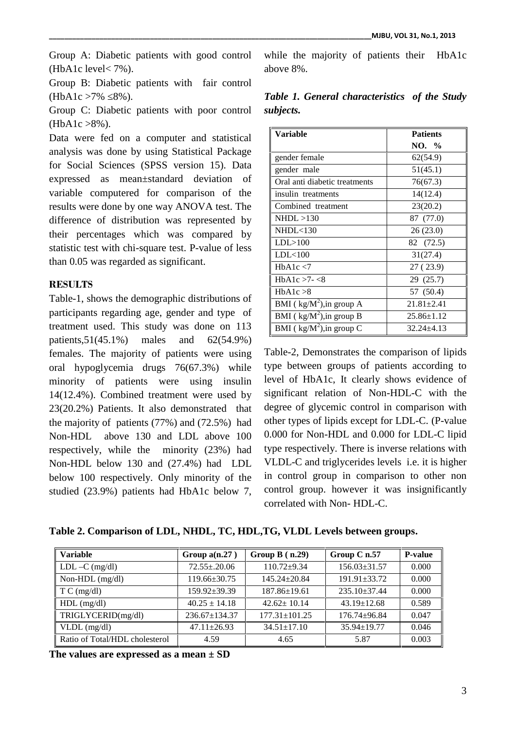Group A: Diabetic patients with good control (HbA1c level< 7%).

Group B: Diabetic patients with fair control (HbA1c >7% ≤8%).

Group C: Diabetic patients with poor control (HbA1c >8%).

Data were fed on a computer and statistical analysis was done by using Statistical Package for Social Sciences (SPSS version 15). Data expressed as mean±standard deviation of variable computered for comparison of the results were done by one way ANOVA test. The difference of distribution was represented by their percentages which was compared by statistic test with chi-square test. P-value of less than 0.05 was regarded as significant.

## RESULTS

Table-1, shows the demographic distributions of participants regarding age, gender and type of treatment used. This study was done on 113 patients,51(45.1%) males and 62(54.9%) females. The majority of patients were using oral hypoglycemia drugs 76(67.3%) while minority of patients were using insulin 14(12.4%). Combined treatment were used by 23(20.2%) Patients. It also demonstrated that the majority of patients (77%) and (72.5%) had Non-HDL above 130 and LDL above 100 respectively, while the minority (23%) had Non-HDL below 130 and (27.4%) had LDL below 100 respectively. Only minority of the studied (23.9%) patients had HbA1c below 7, while the majority of patients their HbA1c above 8%.

***Table 1. General characteristics of the Study subjects.***

| Variable | Patients NO. % |
|---|---|
| gender female | 62(54.9) |
| gender male | 51(45.1) |
| Oral anti diabetic treatments | 76(67.3) |
| insulin treatments | 14(12.4) |
| Combined treatment | 23(20.2) |
| NHDL >130 | 87 (77.0) |
| NHDL<130 | 26 (23.0) |
| LDL>100 | 82 (72.5) |
| LDL<100 | 31(27.4) |
| HbA1c <7 | 27 ( 23.9) |
| HbA1c >7- <8 | 29 (25.7) |
| HbA1c >8 | 57 (50.4) |
| BMI ( $kg/M^2$),in group A | 21.81±2.41 |
| BMI ( $kg/M^2$),in group B | 25.86±1.12 |
| BMI ( $kg/M^2$),in group C | 32.24±4.13 |

Table-2, Demonstrates the comparison of lipids type between groups of patients according to level of HbA1c, It clearly shows evidence of significant relation of Non-HDL-C with the degree of glycemic control in comparison with other types of lipids except for LDL-C. (P-value 0.000 for Non-HDL and 0.000 for LDL-C lipid type respectively. There is inverse relations with VLDL-C and triglycerides levels i.e. it is higher in control group in comparison to other non control group. however it was insignificantly correlated with Non- HDL-C.

**Table 2. Comparison of LDL, NHDL, TC, HDL,TG, VLDL Levels between groups.**

| Variable | Group a(n.27 ) | Group B ( n.29) | Group C n.57 | P-value |
|---|---|---|---|---|
| LDL –C (mg/dl) | 72.55±.20.06 | 110.72±9.34 | 156.03±31.57 | 0.000 |
| Non-HDL (mg/dl) | 119.66±30.75 | 145.24±20.84 | 191.91±33.72 | 0.000 |
| T C (mg/dl) | 159.92±39.39 | 187.86±19.61 | 235.10±37.44 | 0.000 |
| HDL (mg/dl) | 40.25 ± 14.18 | 42.62± 10.14 | 43.19±12.68 | 0.589 |
| TRIGLYCERID(mg/dl) | 236.67±134.37 | 177.31±101.25 | 176.74±96.84 | 0.047 |
| VLDL (mg/dl) | 47.11±26.93 | 34.51±17.10 | 35.94±19.77 | 0.046 |
| Ratio of Total/HDL cholesterol | 4.59 | 4.65 | 5.87 | 0.003 |

**The values are expressed as a mean ± SD**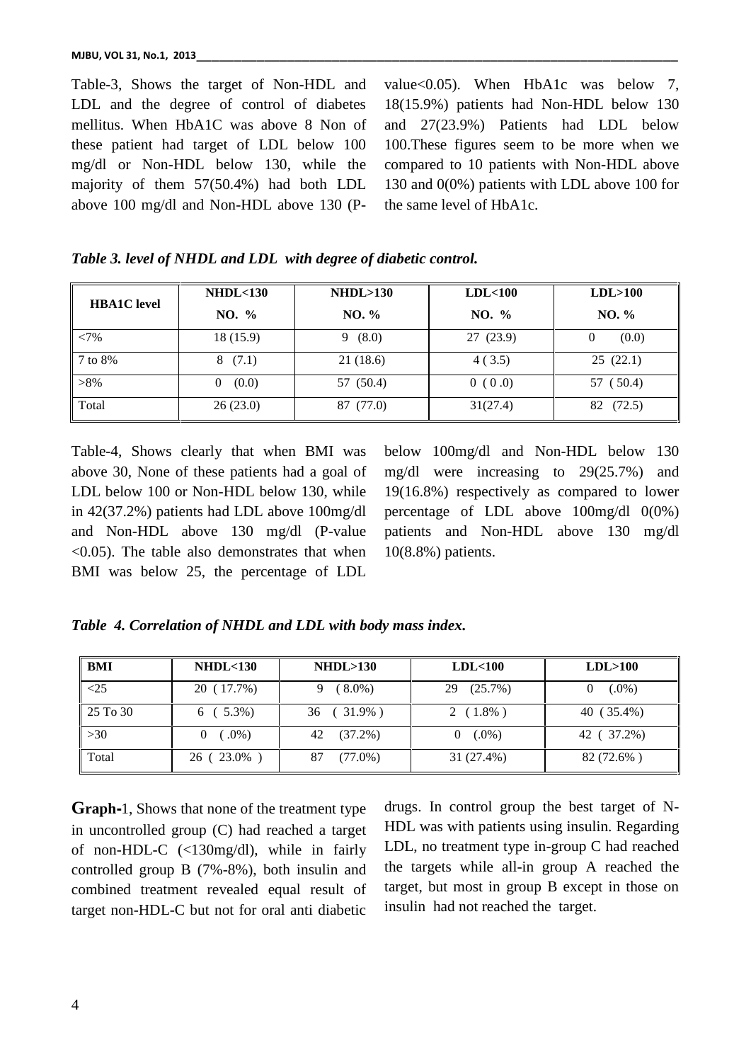Table-3, Shows the target of Non-HDL and LDL and the degree of control of diabetes mellitus. When HbA1C was above 8 Non of these patient had target of LDL below 100 mg/dl or Non-HDL below 130, while the majority of them 57(50.4%) had both LDL above 100 mg/dl and Non-HDL above 130 (P-value<0.05). When HbA1c was below 7, 18(15.9%) patients had Non-HDL below 130 and 27(23.9%) Patients had LDL below 100.These figures seem to be more when we compared to 10 patients with Non-HDL above 130 and 0(0%) patients with LDL above 100 for the same level of HbA1c.

***Table 3. level of NHDL and LDL with degree of diabetic control.***

| HBA1C level | NHDL<130<br>NO. % | NHDL>130<br>NO. % | LDL<100<br>NO. % | LDL>100<br>NO. % |
|---|---|---|---|---|
| <7% | 18 (15.9) | 9 (8.0) | 27 (23.9) | 0 (0.0) |
| 7 to 8% | 8 (7.1) | 21 (18.6) | 4 ( 3.5) | 25 (22.1) |
| >8% | 0 (0.0) | 57 (50.4) | 0 ( 0 .0) | 57 ( 50.4) |
| Total | 26 (23.0) | 87 (77.0) | 31(27.4) | 82 (72.5) |

Table-4, Shows clearly that when BMI was above 30, None of these patients had a goal of LDL below 100 or Non-HDL below 130, while in 42(37.2%) patients had LDL above 100mg/dl and Non-HDL above 130 mg/dl (P-value <0.05). The table also demonstrates that when BMI was below 25, the percentage of LDL below 100mg/dl and Non-HDL below 130 mg/dl were increasing to 29(25.7%) and 19(16.8%) respectively as compared to lower percentage of LDL above 100mg/dl 0(0%) patients and Non-HDL above 130 mg/dl 10(8.8%) patients.

***Table 4. Correlation of NHDL and LDL with body mass index.***

| BMI | NHDL<130 | NHDL>130 | LDL<100 | LDL>100 |
|---|---|---|---|---|
| <25 | 20 ( 17.7%) | 9 ( 8.0%) | 29 (25.7%) | 0 (.0%) |
| 25 To 30 | 6 ( 5.3%) | 36 ( 31.9% ) | 2 ( 1.8% ) | 40 ( 35.4%) |
| >30 | 0 ( .0%) | 42 (37.2%) | 0 (.0%) | 42 ( 37.2%) |
| Total | 26 ( 23.0% ) | 87 (77.0%) | 31 (27.4%) | 82 (72.6% ) |

**Graph-**1, Shows that none of the treatment type in uncontrolled group (C) had reached a target of non-HDL-C (<130mg/dl), while in fairly controlled group B (7%-8%), both insulin and combined treatment revealed equal result of target non-HDL-C but not for oral anti diabetic drugs. In control group the best target of N-HDL was with patients using insulin. Regarding LDL, no treatment type in-group C had reached the targets while all-in group A reached the target, but most in group B except in those on insulin had not reached the target.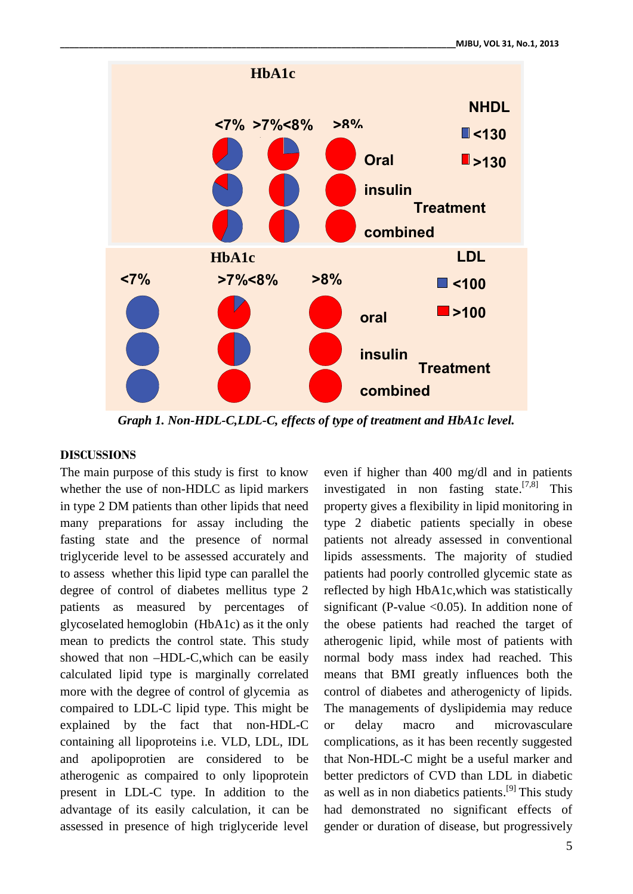HbA1c

NHDL

<7% >7%<8% >8%

<130

>130

Oral

insulin

Treatment

combined

HbA1c

LDL

<7% >7%<8% >8%

<100

>100

oral

insulin

Treatment

combined

*Graph 1. Non-HDL-C,LDL-C, effects of type of treatment and HbA1c level.*

## DISCUSSIONS

The main purpose of this study is first to know whether the use of non-HDLC as lipid markers in type 2 DM patients than other lipids that need many preparations for assay including the fasting state and the presence of normal triglyceride level to be assessed accurately and to assess whether this lipid type can parallel the degree of control of diabetes mellitus type 2 patients as measured by percentages of glycoselated hemoglobin (HbA1c) as it the only mean to predicts the control state. This study showed that non –HDL-C,which can be easily calculated lipid type is marginally correlated more with the degree of control of glycemia as compaired to LDL-C lipid type. This might be explained by the fact that non-HDL-C containing all lipoproteins i.e. VLD, LDL, IDL and apolipoprotien are considered to be atherogenic as compared to only lipoprotein present in LDL-C type. In addition to the advantage of its easily calculation, it can be assessed in presence of high triglyceride level even if higher than 400 mg/dl and in patients investigated in non fasting state.[7,8] This property gives a flexibility in lipid monitoring in type 2 diabetic patients specially in obese patients not already assessed in conventional lipids assessments. The majority of studied patients had poorly controlled glycemic state as reflected by high HbA1c,which was statistically significant (P-value <0.05). In addition none of the obese patients had reached the target of atherogenic lipid, while most of patients with normal body mass index had reached. This means that BMI greatly influences both the control of diabetes and atherogenicty of lipids. The managements of dyslipidemia may reduce or delay macro and microvasculare complications, as it has been recently suggested that Non-HDL-C might be a useful marker and better predictors of CVD than LDL in diabetic as well as in non diabetics patients.[9] This study had demonstrated no significant effects of gender or duration of disease, but progressively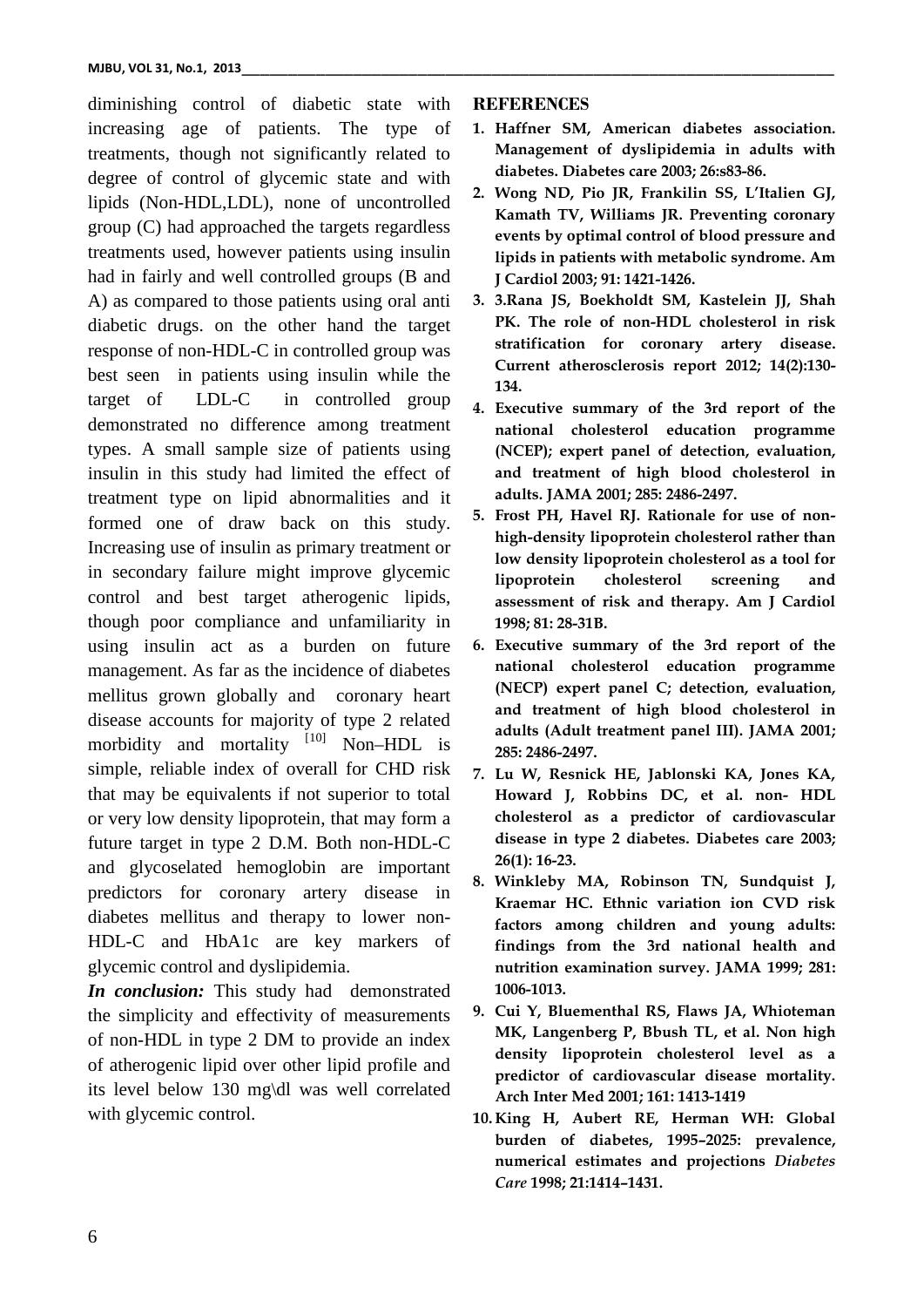diminishing control of diabetic state with increasing age of patients. The type of treatments, though not significantly related to degree of control of glycemic state and with lipids (Non-HDL,LDL), none of uncontrolled group (C) had approached the targets regardless treatments used, however patients using insulin had in fairly and well controlled groups (B and A) as compared to those patients using oral anti diabetic drugs. on the other hand the target response of non-HDL-C in controlled group was best seen in patients using insulin while the target of LDL-C in controlled group demonstrated no difference among treatment types. A small sample size of patients using insulin in this study had limited the effect of treatment type on lipid abnormalities and it formed one of draw back on this study. Increasing use of insulin as primary treatment or in secondary failure might improve glycemic control and best target atherogenic lipids, though poor compliance and unfamiliarity in using insulin act as a burden on future management. As far as the incidence of diabetes mellitus grown globally and coronary heart disease accounts for majority of type 2 related morbidity and mortality [10] Non–HDL is simple, reliable index of overall for CHD risk that may be equivalents if not superior to total or very low density lipoprotein, that may form a future target in type 2 D.M. Both non-HDL-C and glycoselated hemoglobin are important predictors for coronary artery disease in diabetes mellitus and therapy to lower non-HDL-C and HbA1c are key markers of glycemic control and dyslipidemia.

***In conclusion:*** This study had demonstrated the simplicity and effectivity of measurements of non-HDL in type 2 DM to provide an index of atherogenic lipid over other lipid profile and its level below 130 mg\dl was well correlated with glycemic control.

## REFERENCES

1. **Haffner SM, American diabetes association. Management of dyslipidemia in adults with diabetes. Diabetes care 2003; 26:s83-86.**
2. **Wong ND, Pio JR, Frankilin SS, L'Italien GJ, Kamath TV, Williams JR. Preventing coronary events by optimal control of blood pressure and lipids in patients with metabolic syndrome. Am J Cardiol 2003; 91: 1421-1426.**
3. **3.Rana JS, Boekholdt SM, Kastelein JJ, Shah PK. The role of non-HDL cholesterol in risk stratification for coronary artery disease. Current atherosclerosis report 2012; 14(2):130-134.**
4. **Executive summary of the 3rd report of the national cholesterol education programme (NCEP); expert panel of detection, evaluation, and treatment of high blood cholesterol in adults. JAMA 2001; 285: 2486-2497.**
5. **Frost PH, Havel RJ. Rationale for use of non-high-density lipoprotein cholesterol rather than low density lipoprotein cholesterol as a tool for lipoprotein cholesterol screening and assessment of risk and therapy. Am J Cardiol 1998; 81: 28-31B.**
6. **Executive summary of the 3rd report of the national cholesterol education programme (NECP) expert panel C; detection, evaluation, and treatment of high blood cholesterol in adults (Adult treatment panel III). JAMA 2001; 285: 2486-2497.**
7. **Lu W, Resnick HE, Jablonski KA, Jones KA, Howard J, Robbins DC, et al. non- HDL cholesterol as a predictor of cardiovascular disease in type 2 diabetes. Diabetes care 2003; 26(1): 16-23.**
8. **Winkleby MA, Robinson TN, Sundquist J, Kraemar HC. Ethnic variation ion CVD risk factors among children and young adults: findings from the 3rd national health and nutrition examination survey. JAMA 1999; 281: 1006-1013.**
9. **Cui Y, Bluementhal RS, Flaws JA, Whioteman MK, Langenberg P, Bbush TL, et al. Non high density lipoprotein cholesterol level as a predictor of cardiovascular disease mortality. Arch Inter Med 2001; 161: 1413-1419**
10. **King H, Aubert RE, Herman WH: Global burden of diabetes, 1995–2025: prevalence, numerical estimates and projections *Diabetes Care* 1998; 21:1414–1431.**